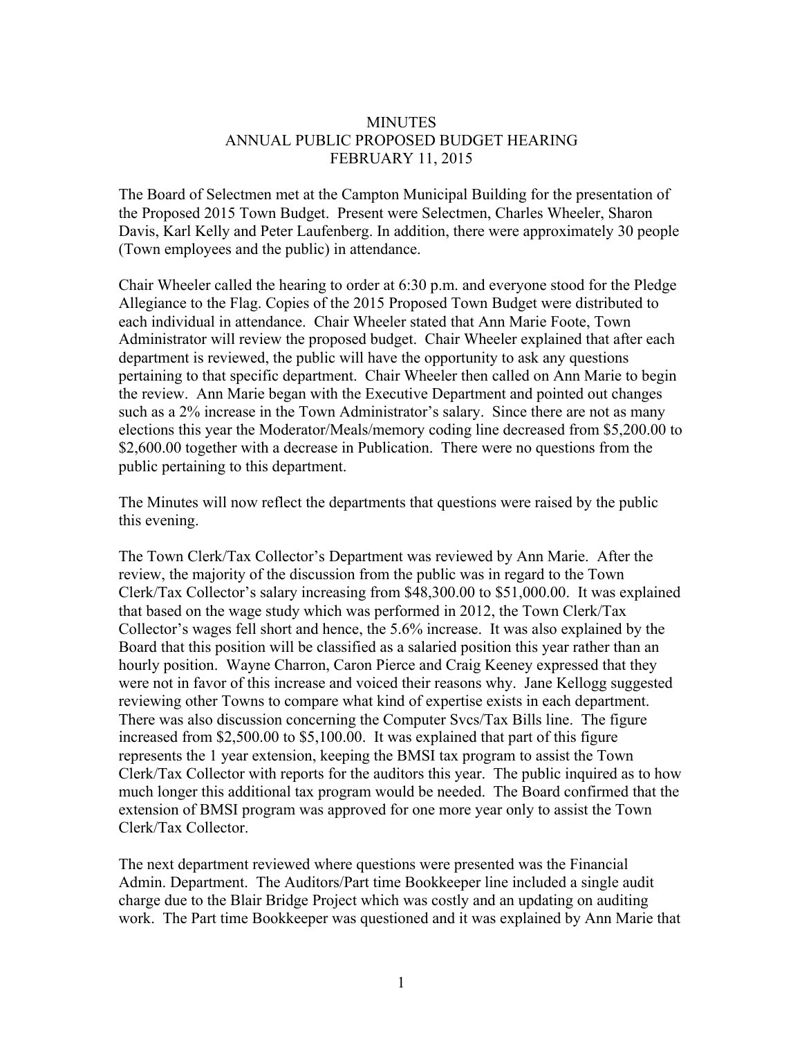# MINUTES
## ANNUAL PUBLIC PROPOSED BUDGET HEARING
## FEBRUARY 11, 2015

The Board of Selectmen met at the Campton Municipal Building for the presentation of the Proposed 2015 Town Budget. Present were Selectmen, Charles Wheeler, Sharon Davis, Karl Kelly and Peter Laufenberg. In addition, there were approximately 30 people (Town employees and the public) in attendance.

Chair Wheeler called the hearing to order at 6:30 p.m. and everyone stood for the Pledge Allegiance to the Flag. Copies of the 2015 Proposed Town Budget were distributed to each individual in attendance. Chair Wheeler stated that Ann Marie Foote, Town Administrator will review the proposed budget. Chair Wheeler explained that after each department is reviewed, the public will have the opportunity to ask any questions pertaining to that specific department. Chair Wheeler then called on Ann Marie to begin the review. Ann Marie began with the Executive Department and pointed out changes such as a 2% increase in the Town Administrator's salary. Since there are not as many elections this year the Moderator/Meals/memory coding line decreased from $5,200.00 to $2,600.00 together with a decrease in Publication. There were no questions from the public pertaining to this department.

The Minutes will now reflect the departments that questions were raised by the public this evening.

The Town Clerk/Tax Collector's Department was reviewed by Ann Marie. After the review, the majority of the discussion from the public was in regard to the Town Clerk/Tax Collector's salary increasing from $48,300.00 to $51,000.00. It was explained that based on the wage study which was performed in 2012, the Town Clerk/Tax Collector's wages fell short and hence, the 5.6% increase. It was also explained by the Board that this position will be classified as a salaried position this year rather than an hourly position. Wayne Charron, Caron Pierce and Craig Keeney expressed that they were not in favor of this increase and voiced their reasons why. Jane Kellogg suggested reviewing other Towns to compare what kind of expertise exists in each department. There was also discussion concerning the Computer Svcs/Tax Bills line. The figure increased from $2,500.00 to $5,100.00. It was explained that part of this figure represents the 1 year extension, keeping the BMSI tax program to assist the Town Clerk/Tax Collector with reports for the auditors this year. The public inquired as to how much longer this additional tax program would be needed. The Board confirmed that the extension of BMSI program was approved for one more year only to assist the Town Clerk/Tax Collector.

The next department reviewed where questions were presented was the Financial Admin. Department. The Auditors/Part time Bookkeeper line included a single audit charge due to the Blair Bridge Project which was costly and an updating on auditing work. The Part time Bookkeeper was questioned and it was explained by Ann Marie that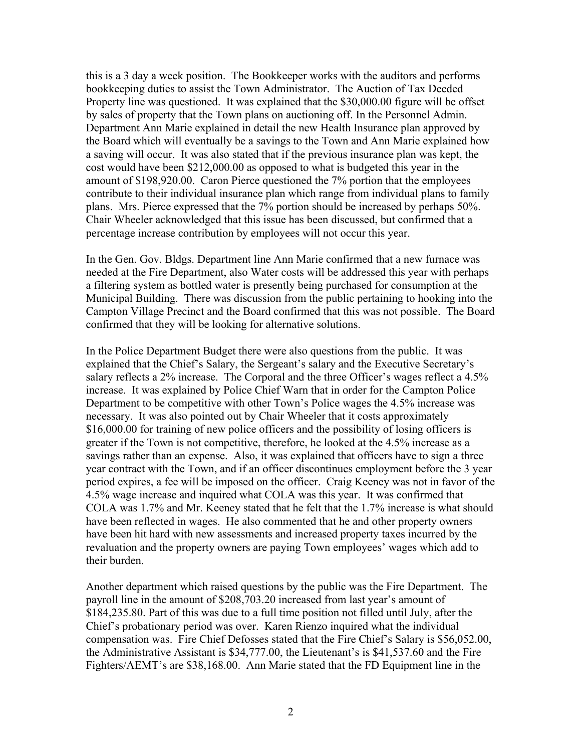this is a 3 day a week position. The Bookkeeper works with the auditors and performs bookkeeping duties to assist the Town Administrator. The Auction of Tax Deeded Property line was questioned. It was explained that the $30,000.00 figure will be offset by sales of property that the Town plans on auctioning off. In the Personnel Admin. Department Ann Marie explained in detail the new Health Insurance plan approved by the Board which will eventually be a savings to the Town and Ann Marie explained how a saving will occur. It was also stated that if the previous insurance plan was kept, the cost would have been $212,000.00 as opposed to what is budgeted this year in the amount of $198,920.00. Caron Pierce questioned the 7% portion that the employees contribute to their individual insurance plan which range from individual plans to family plans. Mrs. Pierce expressed that the 7% portion should be increased by perhaps 50%. Chair Wheeler acknowledged that this issue has been discussed, but confirmed that a percentage increase contribution by employees will not occur this year.

In the Gen. Gov. Bldgs. Department line Ann Marie confirmed that a new furnace was needed at the Fire Department, also Water costs will be addressed this year with perhaps a filtering system as bottled water is presently being purchased for consumption at the Municipal Building. There was discussion from the public pertaining to hooking into the Campton Village Precinct and the Board confirmed that this was not possible. The Board confirmed that they will be looking for alternative solutions.

In the Police Department Budget there were also questions from the public. It was explained that the Chief's Salary, the Sergeant's salary and the Executive Secretary's salary reflects a 2% increase. The Corporal and the three Officer's wages reflect a 4.5% increase. It was explained by Police Chief Warn that in order for the Campton Police Department to be competitive with other Town's Police wages the 4.5% increase was necessary. It was also pointed out by Chair Wheeler that it costs approximately $16,000.00 for training of new police officers and the possibility of losing officers is greater if the Town is not competitive, therefore, he looked at the 4.5% increase as a savings rather than an expense. Also, it was explained that officers have to sign a three year contract with the Town, and if an officer discontinues employment before the 3 year period expires, a fee will be imposed on the officer. Craig Keeney was not in favor of the 4.5% wage increase and inquired what COLA was this year. It was confirmed that COLA was 1.7% and Mr. Keeney stated that he felt that the 1.7% increase is what should have been reflected in wages. He also commented that he and other property owners have been hit hard with new assessments and increased property taxes incurred by the revaluation and the property owners are paying Town employees' wages which add to their burden.

Another department which raised questions by the public was the Fire Department. The payroll line in the amount of $208,703.20 increased from last year's amount of $184,235.80. Part of this was due to a full time position not filled until July, after the Chief's probationary period was over. Karen Rienzo inquired what the individual compensation was. Fire Chief Defosses stated that the Fire Chief's Salary is $56,052.00, the Administrative Assistant is $34,777.00, the Lieutenant's is $41,537.60 and the Fire Fighters/AEMT's are $38,168.00. Ann Marie stated that the FD Equipment line in the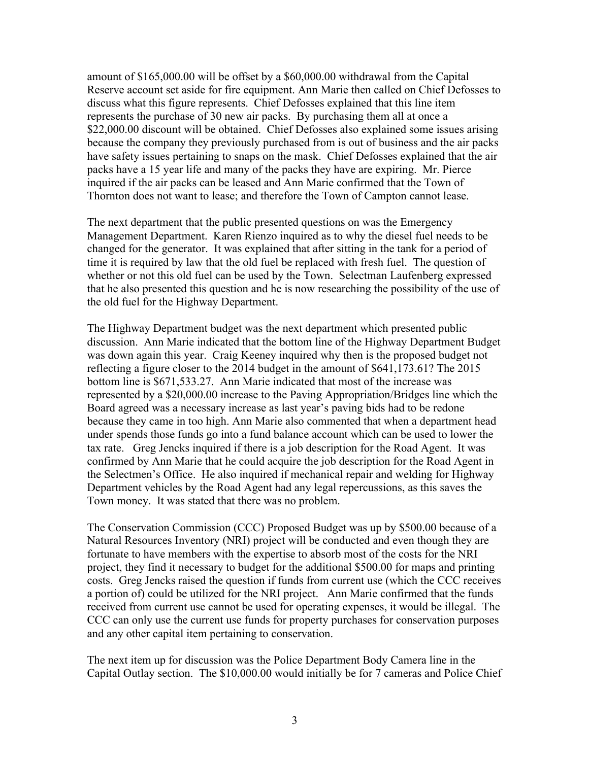amount of $165,000.00 will be offset by a $60,000.00 withdrawal from the Capital Reserve account set aside for fire equipment. Ann Marie then called on Chief Defosses to discuss what this figure represents. Chief Defosses explained that this line item represents the purchase of 30 new air packs. By purchasing them all at once a $22,000.00 discount will be obtained. Chief Defosses also explained some issues arising because the company they previously purchased from is out of business and the air packs have safety issues pertaining to snaps on the mask. Chief Defosses explained that the air packs have a 15 year life and many of the packs they have are expiring. Mr. Pierce inquired if the air packs can be leased and Ann Marie confirmed that the Town of Thornton does not want to lease; and therefore the Town of Campton cannot lease.

The next department that the public presented questions on was the Emergency Management Department. Karen Rienzo inquired as to why the diesel fuel needs to be changed for the generator. It was explained that after sitting in the tank for a period of time it is required by law that the old fuel be replaced with fresh fuel. The question of whether or not this old fuel can be used by the Town. Selectman Laufenberg expressed that he also presented this question and he is now researching the possibility of the use of the old fuel for the Highway Department.

The Highway Department budget was the next department which presented public discussion. Ann Marie indicated that the bottom line of the Highway Department Budget was down again this year. Craig Keeney inquired why then is the proposed budget not reflecting a figure closer to the 2014 budget in the amount of $641,173.61? The 2015 bottom line is $671,533.27. Ann Marie indicated that most of the increase was represented by a $20,000.00 increase to the Paving Appropriation/Bridges line which the Board agreed was a necessary increase as last year's paving bids had to be redone because they came in too high. Ann Marie also commented that when a department head under spends those funds go into a fund balance account which can be used to lower the tax rate. Greg Jencks inquired if there is a job description for the Road Agent. It was confirmed by Ann Marie that he could acquire the job description for the Road Agent in the Selectmen's Office. He also inquired if mechanical repair and welding for Highway Department vehicles by the Road Agent had any legal repercussions, as this saves the Town money. It was stated that there was no problem.

The Conservation Commission (CCC) Proposed Budget was up by $500.00 because of a Natural Resources Inventory (NRI) project will be conducted and even though they are fortunate to have members with the expertise to absorb most of the costs for the NRI project, they find it necessary to budget for the additional $500.00 for maps and printing costs. Greg Jencks raised the question if funds from current use (which the CCC receives a portion of) could be utilized for the NRI project. Ann Marie confirmed that the funds received from current use cannot be used for operating expenses, it would be illegal. The CCC can only use the current use funds for property purchases for conservation purposes and any other capital item pertaining to conservation.

The next item up for discussion was the Police Department Body Camera line in the Capital Outlay section. The $10,000.00 would initially be for 7 cameras and Police Chief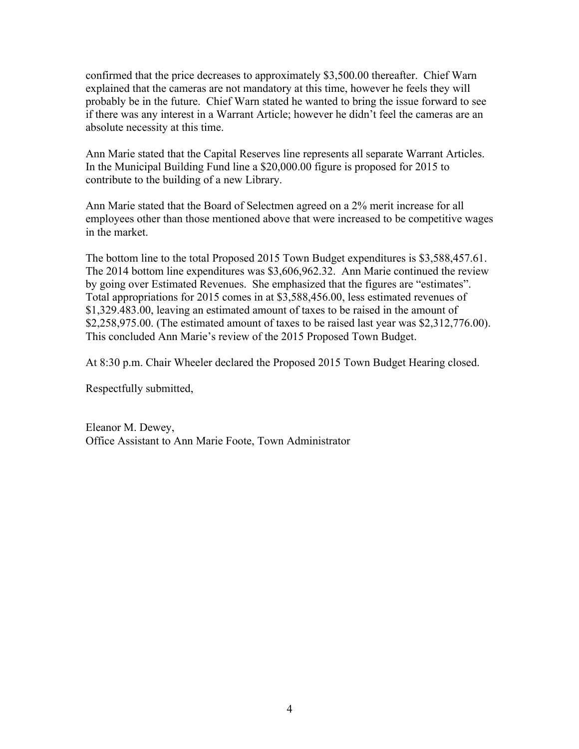confirmed that the price decreases to approximately $3,500.00 thereafter. Chief Warn explained that the cameras are not mandatory at this time, however he feels they will probably be in the future. Chief Warn stated he wanted to bring the issue forward to see if there was any interest in a Warrant Article; however he didn't feel the cameras are an absolute necessity at this time.

Ann Marie stated that the Capital Reserves line represents all separate Warrant Articles. In the Municipal Building Fund line a $20,000.00 figure is proposed for 2015 to contribute to the building of a new Library.

Ann Marie stated that the Board of Selectmen agreed on a 2% merit increase for all employees other than those mentioned above that were increased to be competitive wages in the market.

The bottom line to the total Proposed 2015 Town Budget expenditures is $3,588,457.61. The 2014 bottom line expenditures was $3,606,962.32. Ann Marie continued the review by going over Estimated Revenues. She emphasized that the figures are "estimates". Total appropriations for 2015 comes in at $3,588,456.00, less estimated revenues of $1,329.483.00, leaving an estimated amount of taxes to be raised in the amount of $2,258,975.00. (The estimated amount of taxes to be raised last year was $2,312,776.00). This concluded Ann Marie's review of the 2015 Proposed Town Budget.

At 8:30 p.m. Chair Wheeler declared the Proposed 2015 Town Budget Hearing closed.

Respectfully submitted,

Eleanor M. Dewey,
Office Assistant to Ann Marie Foote, Town Administrator